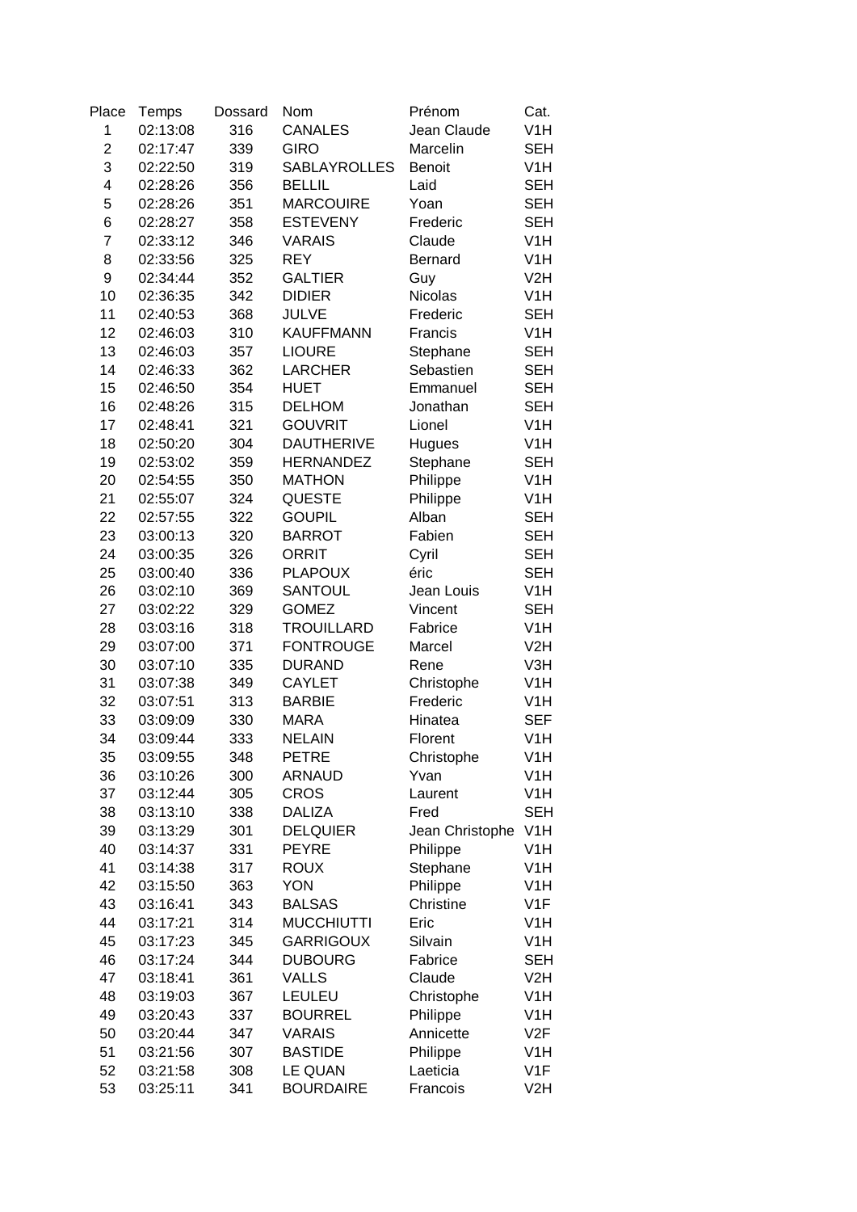| Place | Temps | Dossard | Nom | Prénom | Cat. |
|---|---|---|---|---|---|
| 1 | 02:13:08 | 316 | CANALES | Jean Claude | V1H |
| 2 | 02:17:47 | 339 | GIRO | Marcelin | SEH |
| 3 | 02:22:50 | 319 | SABLAYROLLES | Benoit | V1H |
| 4 | 02:28:26 | 356 | BELLIL | Laid | SEH |
| 5 | 02:28:26 | 351 | MARCOUIRE | Yoan | SEH |
| 6 | 02:28:27 | 358 | ESTEVENY | Frederic | SEH |
| 7 | 02:33:12 | 346 | VARAIS | Claude | V1H |
| 8 | 02:33:56 | 325 | REY | Bernard | V1H |
| 9 | 02:34:44 | 352 | GALTIER | Guy | V2H |
| 10 | 02:36:35 | 342 | DIDIER | Nicolas | V1H |
| 11 | 02:40:53 | 368 | JULVE | Frederic | SEH |
| 12 | 02:46:03 | 310 | KAUFFMANN | Francis | V1H |
| 13 | 02:46:03 | 357 | LIOURE | Stephane | SEH |
| 14 | 02:46:33 | 362 | LARCHER | Sebastien | SEH |
| 15 | 02:46:50 | 354 | HUET | Emmanuel | SEH |
| 16 | 02:48:26 | 315 | DELHOM | Jonathan | SEH |
| 17 | 02:48:41 | 321 | GOUVRIT | Lionel | V1H |
| 18 | 02:50:20 | 304 | DAUTHERIVE | Hugues | V1H |
| 19 | 02:53:02 | 359 | HERNANDEZ | Stephane | SEH |
| 20 | 02:54:55 | 350 | MATHON | Philippe | V1H |
| 21 | 02:55:07 | 324 | QUESTE | Philippe | V1H |
| 22 | 02:57:55 | 322 | GOUPIL | Alban | SEH |
| 23 | 03:00:13 | 320 | BARROT | Fabien | SEH |
| 24 | 03:00:35 | 326 | ORRIT | Cyril | SEH |
| 25 | 03:00:40 | 336 | PLAPOUX | éric | SEH |
| 26 | 03:02:10 | 369 | SANTOUL | Jean Louis | V1H |
| 27 | 03:02:22 | 329 | GOMEZ | Vincent | SEH |
| 28 | 03:03:16 | 318 | TROUILLARD | Fabrice | V1H |
| 29 | 03:07:00 | 371 | FONTROUGE | Marcel | V2H |
| 30 | 03:07:10 | 335 | DURAND | Rene | V3H |
| 31 | 03:07:38 | 349 | CAYLET | Christophe | V1H |
| 32 | 03:07:51 | 313 | BARBIE | Frederic | V1H |
| 33 | 03:09:09 | 330 | MARA | Hinatea | SEF |
| 34 | 03:09:44 | 333 | NELAIN | Florent | V1H |
| 35 | 03:09:55 | 348 | PETRE | Christophe | V1H |
| 36 | 03:10:26 | 300 | ARNAUD | Yvan | V1H |
| 37 | 03:12:44 | 305 | CROS | Laurent | V1H |
| 38 | 03:13:10 | 338 | DALIZA | Fred | SEH |
| 39 | 03:13:29 | 301 | DELQUIER | Jean Christophe | V1H |
| 40 | 03:14:37 | 331 | PEYRE | Philippe | V1H |
| 41 | 03:14:38 | 317 | ROUX | Stephane | V1H |
| 42 | 03:15:50 | 363 | YON | Philippe | V1H |
| 43 | 03:16:41 | 343 | BALSAS | Christine | V1F |
| 44 | 03:17:21 | 314 | MUCCHIUTTI | Eric | V1H |
| 45 | 03:17:23 | 345 | GARRIGOUX | Silvain | V1H |
| 46 | 03:17:24 | 344 | DUBOURG | Fabrice | SEH |
| 47 | 03:18:41 | 361 | VALLS | Claude | V2H |
| 48 | 03:19:03 | 367 | LEULEU | Christophe | V1H |
| 49 | 03:20:43 | 337 | BOURREL | Philippe | V1H |
| 50 | 03:20:44 | 347 | VARAIS | Annicette | V2F |
| 51 | 03:21:56 | 307 | BASTIDE | Philippe | V1H |
| 52 | 03:21:58 | 308 | LE QUAN | Laeticia | V1F |
| 53 | 03:25:11 | 341 | BOURDAIRE | Francois | V2H |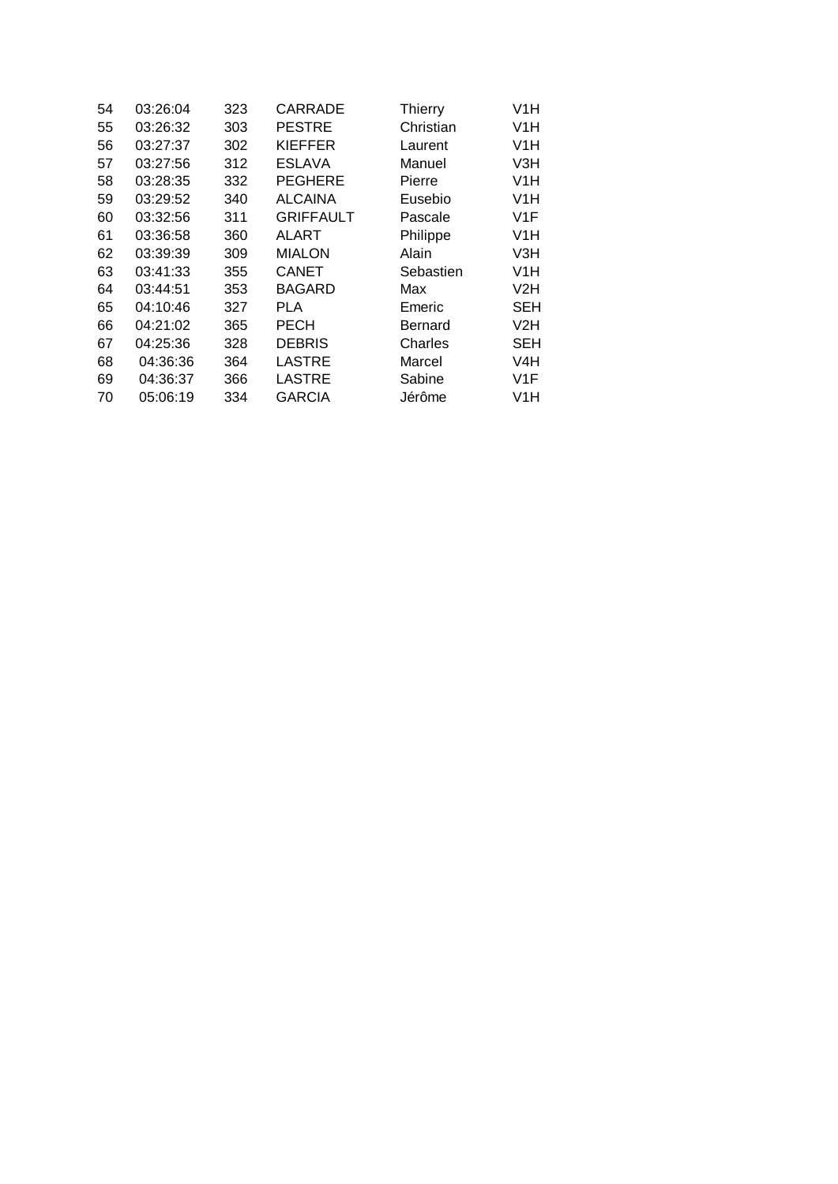| | | | | | |
|---|---|---|---|---|---|
| 54 | 03:26:04 | 323 | CARRADE | Thierry | V1H |
| 55 | 03:26:32 | 303 | PESTRE | Christian | V1H |
| 56 | 03:27:37 | 302 | KIEFFER | Laurent | V1H |
| 57 | 03:27:56 | 312 | ESLAVA | Manuel | V3H |
| 58 | 03:28:35 | 332 | PEGHERE | Pierre | V1H |
| 59 | 03:29:52 | 340 | ALCAINA | Eusebio | V1H |
| 60 | 03:32:56 | 311 | GRIFFAULT | Pascale | V1F |
| 61 | 03:36:58 | 360 | ALART | Philippe | V1H |
| 62 | 03:39:39 | 309 | MIALON | Alain | V3H |
| 63 | 03:41:33 | 355 | CANET | Sebastien | V1H |
| 64 | 03:44:51 | 353 | BAGARD | Max | V2H |
| 65 | 04:10:46 | 327 | PLA | Emeric | SEH |
| 66 | 04:21:02 | 365 | PECH | Bernard | V2H |
| 67 | 04:25:36 | 328 | DEBRIS | Charles | SEH |
| 68 | 04:36:36 | 364 | LASTRE | Marcel | V4H |
| 69 | 04:36:37 | 366 | LASTRE | Sabine | V1F |
| 70 | 05:06:19 | 334 | GARCIA | Jérôme | V1H |